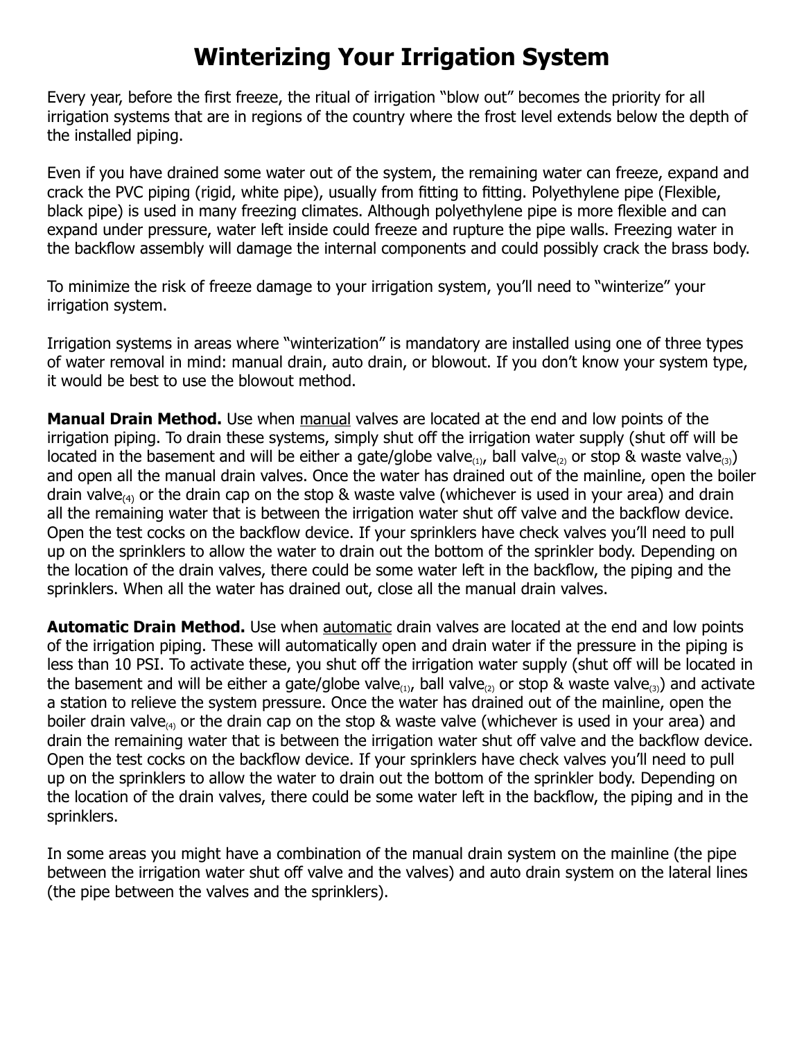# Winterizing Your Irrigation System

Every year, before the first freeze, the ritual of irrigation "blow out" becomes the priority for all irrigation systems that are in regions of the country where the frost level extends below the depth of the installed piping.

Even if you have drained some water out of the system, the remaining water can freeze, expand and crack the PVC piping (rigid, white pipe), usually from fitting to fitting. Polyethylene pipe (Flexible, black pipe) is used in many freezing climates. Although polyethylene pipe is more flexible and can expand under pressure, water left inside could freeze and rupture the pipe walls. Freezing water in the backflow assembly will damage the internal components and could possibly crack the brass body.

To minimize the risk of freeze damage to your irrigation system, you'll need to "winterize" your irrigation system.

Irrigation systems in areas where "winterization" is mandatory are installed using one of three types of water removal in mind: manual drain, auto drain, or blowout. If you don't know your system type, it would be best to use the blowout method.

**Manual Drain Method.** Use when <u>manual</u> valves are located at the end and low points of the irrigation piping. To drain these systems, simply shut off the irrigation water supply (shut off will be located in the basement and will be either a gate/globe valve$_{(1)}$, ball valve$_{(2)}$ or stop & waste valve$_{(3)}$) and open all the manual drain valves. Once the water has drained out of the mainline, open the boiler drain valve$_{(4)}$ or the drain cap on the stop & waste valve (whichever is used in your area) and drain all the remaining water that is between the irrigation water shut off valve and the backflow device. Open the test cocks on the backflow device. If your sprinklers have check valves you'll need to pull up on the sprinklers to allow the water to drain out the bottom of the sprinkler body. Depending on the location of the drain valves, there could be some water left in the backflow, the piping and the sprinklers. When all the water has drained out, close all the manual drain valves.

**Automatic Drain Method.** Use when <u>automatic</u> drain valves are located at the end and low points of the irrigation piping. These will automatically open and drain water if the pressure in the piping is less than 10 PSI. To activate these, you shut off the irrigation water supply (shut off will be located in the basement and will be either a gate/globe valve$_{(1)}$, ball valve$_{(2)}$ or stop & waste valve$_{(3)}$) and activate a station to relieve the system pressure. Once the water has drained out of the mainline, open the boiler drain valve$_{(4)}$ or the drain cap on the stop & waste valve (whichever is used in your area) and drain the remaining water that is between the irrigation water shut off valve and the backflow device. Open the test cocks on the backflow device. If your sprinklers have check valves you'll need to pull up on the sprinklers to allow the water to drain out the bottom of the sprinkler body. Depending on the location of the drain valves, there could be some water left in the backflow, the piping and in the sprinklers.

In some areas you might have a combination of the manual drain system on the mainline (the pipe between the irrigation water shut off valve and the valves) and auto drain system on the lateral lines (the pipe between the valves and the sprinklers).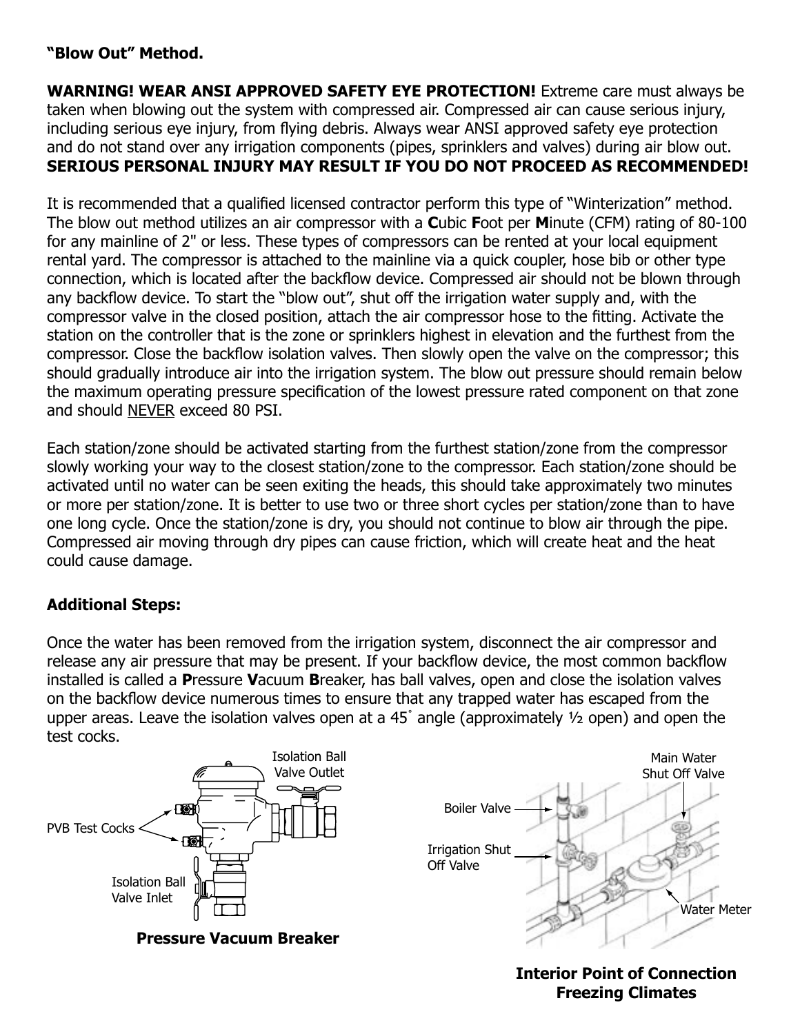**"Blow Out" Method.**

**WARNING! WEAR ANSI APPROVED SAFETY EYE PROTECTION!** Extreme care must always be taken when blowing out the system with compressed air. Compressed air can cause serious injury, including serious eye injury, from flying debris. Always wear ANSI approved safety eye protection and do not stand over any irrigation components (pipes, sprinklers and valves) during air blow out. **SERIOUS PERSONAL INJURY MAY RESULT IF YOU DO NOT PROCEED AS RECOMMENDED!**

It is recommended that a qualified licensed contractor perform this type of "Winterization" method. The blow out method utilizes an air compressor with a **C**ubic **F**oot per **M**inute (CFM) rating of 80-100 for any mainline of 2" or less. These types of compressors can be rented at your local equipment rental yard. The compressor is attached to the mainline via a quick coupler, hose bib or other type connection, which is located after the backflow device. Compressed air should not be blown through any backflow device. To start the "blow out", shut off the irrigation water supply and, with the compressor valve in the closed position, attach the air compressor hose to the fitting. Activate the station on the controller that is the zone or sprinklers highest in elevation and the furthest from the compressor. Close the backflow isolation valves. Then slowly open the valve on the compressor; this should gradually introduce air into the irrigation system. The blow out pressure should remain below the maximum operating pressure specification of the lowest pressure rated component on that zone and should NEVER exceed 80 PSI.

Each station/zone should be activated starting from the furthest station/zone from the compressor slowly working your way to the closest station/zone to the compressor. Each station/zone should be activated until no water can be seen exiting the heads, this should take approximately two minutes or more per station/zone. It is better to use two or three short cycles per station/zone than to have one long cycle. Once the station/zone is dry, you should not continue to blow air through the pipe. Compressed air moving through dry pipes can cause friction, which will create heat and the heat could cause damage.

**Additional Steps:**

Once the water has been removed from the irrigation system, disconnect the air compressor and release any air pressure that may be present. If your backflow device, the most common backflow installed is called a **P**ressure **V**acuum **B**reaker, has ball valves, open and close the isolation valves on the backflow device numerous times to ensure that any trapped water has escaped from the upper areas. Leave the isolation valves open at a 45° angle (approximately ½ open) and open the test cocks.

Isolation Ball Valve Outlet

PVB Test Cocks

Isolation Ball Valve Inlet

**Pressure Vacuum Breaker**

Main Water Shut Off Valve

Boiler Valve

Irrigation Shut Off Valve

Water Meter

**Interior Point of Connection Freezing Climates**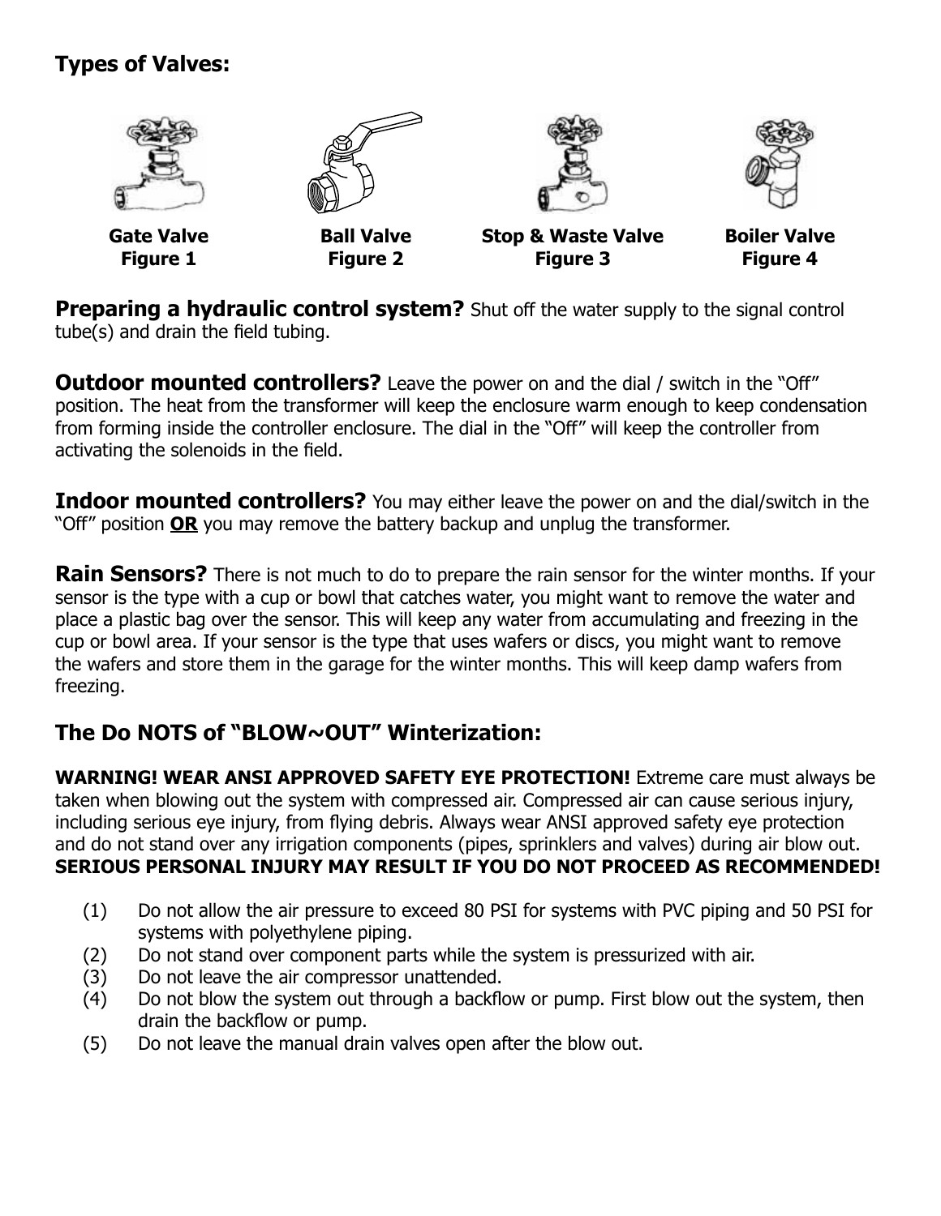## Types of Valves:

**Gate Valve**
**Figure 1**

**Ball Valve**
**Figure 2**

**Stop & Waste Valve**
**Figure 3**

**Boiler Valve**
**Figure 4**

**Preparing a hydraulic control system?** Shut off the water supply to the signal control tube(s) and drain the field tubing.

**Outdoor mounted controllers?** Leave the power on and the dial / switch in the "Off" position. The heat from the transformer will keep the enclosure warm enough to keep condensation from forming inside the controller enclosure. The dial in the "Off" will keep the controller from activating the solenoids in the field.

**Indoor mounted controllers?** You may either leave the power on and the dial/switch in the "Off" position **OR** you may remove the battery backup and unplug the transformer.

**Rain Sensors?** There is not much to do to prepare the rain sensor for the winter months. If your sensor is the type with a cup or bowl that catches water, you might want to remove the water and place a plastic bag over the sensor. This will keep any water from accumulating and freezing in the cup or bowl area. If your sensor is the type that uses wafers or discs, you might want to remove the wafers and store them in the garage for the winter months. This will keep damp wafers from freezing.

## The Do NOTS of "BLOW~OUT" Winterization:

**WARNING! WEAR ANSI APPROVED SAFETY EYE PROTECTION!** Extreme care must always be taken when blowing out the system with compressed air. Compressed air can cause serious injury, including serious eye injury, from flying debris. Always wear ANSI approved safety eye protection and do not stand over any irrigation components (pipes, sprinklers and valves) during air blow out. **SERIOUS PERSONAL INJURY MAY RESULT IF YOU DO NOT PROCEED AS RECOMMENDED!**

(1) Do not allow the air pressure to exceed 80 PSI for systems with PVC piping and 50 PSI for systems with polyethylene piping.
(2) Do not stand over component parts while the system is pressurized with air.
(3) Do not leave the air compressor unattended.
(4) Do not blow the system out through a backflow or pump. First blow out the system, then drain the backflow or pump.
(5) Do not leave the manual drain valves open after the blow out.